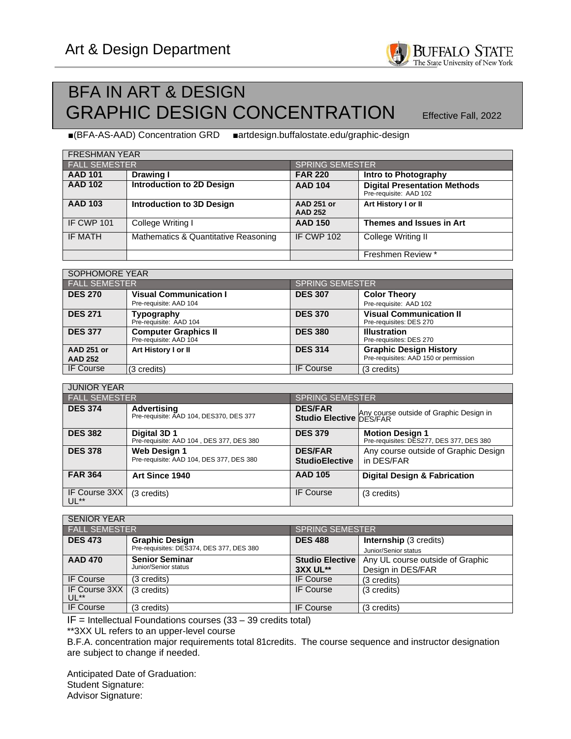# Art & Design Department

BUFFALO STATE
The State University of New York

# BFA IN ART & DESIGN
# GRAPHIC DESIGN CONCENTRATION

Effective Fall, 2022

■(BFA-AS-AAD) Concentration GRD ■artdesign.buffalostate.edu/graphic-design

| FRESHMAN YEAR | | | |
|---|---|---|---|
| FALL SEMESTER | | SPRING SEMESTER | |
| **AAD 101** | **Drawing I** | **FAR 220** | **Intro to Photography** |
| **AAD 102** | **Introduction to 2D Design** | **AAD 104** | **Digital Presentation Methods** Pre-requisite: AAD 102 |
| **AAD 103** | **Introduction to 3D Design** | **AAD 251 or AAD 252** | **Art History I or II** |
| IF CWP 101 | College Writing I | **AAD 150** | **Themes and Issues in Art** |
| IF MATH | Mathematics & Quantitative Reasoning | IF CWP 102 | College Writing II |
| | | | Freshmen Review * |

| SOPHOMORE YEAR | | | |
|---|---|---|---|
| FALL SEMESTER | | SPRING SEMESTER | |
| **DES 270** | **Visual Communication I** Pre-requisite: AAD 104 | **DES 307** | **Color Theory** Pre-requisite: AAD 102 |
| **DES 271** | **Typography** Pre-requisite: AAD 104 | **DES 370** | **Visual Communication II** Pre-requisites: DES 270 |
| **DES 377** | **Computer Graphics II** Pre-requisite: AAD 104 | **DES 380** | **Illustration** Pre-requisites: DES 270 |
| **AAD 251 or AAD 252** | **Art History I or II** | **DES 314** | **Graphic Design History** Pre-requisites: AAD 150 or permission |
| IF Course | (3 credits) | IF Course | (3 credits) |

| JUNIOR YEAR | | | |
|---|---|---|---|
| FALL SEMESTER | | SPRING SEMESTER | |
| **DES 374** | **Advertising** Pre-requisite: AAD 104, DES370, DES 377 | **DES/FAR Studio Elective** | Any course outside of Graphic Design in DES/FAR |
| **DES 382** | **Digital 3D 1** Pre-requisite: AAD 104 , DES 377, DES 380 | **DES 379** | **Motion Design 1** Pre-requisites: DES277, DES 377, DES 380 |
| **DES 378** | **Web Design 1** Pre-requisite: AAD 104, DES 377, DES 380 | **DES/FAR StudioElective** | Any course outside of Graphic Design in DES/FAR |
| **FAR 364** | **Art Since 1940** | **AAD 105** | **Digital Design & Fabrication** |
| IF Course 3XX UL** | (3 credits) | IF Course | (3 credits) |

| SENIOR YEAR | | | |
|---|---|---|---|
| FALL SEMESTER | | SPRING SEMESTER | |
| **DES 473** | **Graphic Design** Pre-requisites: DES374, DES 377, DES 380 | **DES 488** | **Internship** (3 credits) Junior/Senior status |
| **AAD 470** | **Senior Seminar** Junior/Senior status | **Studio Elective 3XX UL**** | Any UL course outside of Graphic Design in DES/FAR |
| IF Course | (3 credits) | IF Course | (3 credits) |
| IF Course 3XX UL** | (3 credits) | IF Course | (3 credits) |
| IF Course | (3 credits) | IF Course | (3 credits) |

IF = Intellectual Foundations courses (33 – 39 credits total)

**3XX UL refers to an upper-level course

B.F.A. concentration major requirements total 81credits. The course sequence and instructor designation are subject to change if needed.

Anticipated Date of Graduation:
Student Signature:
Advisor Signature: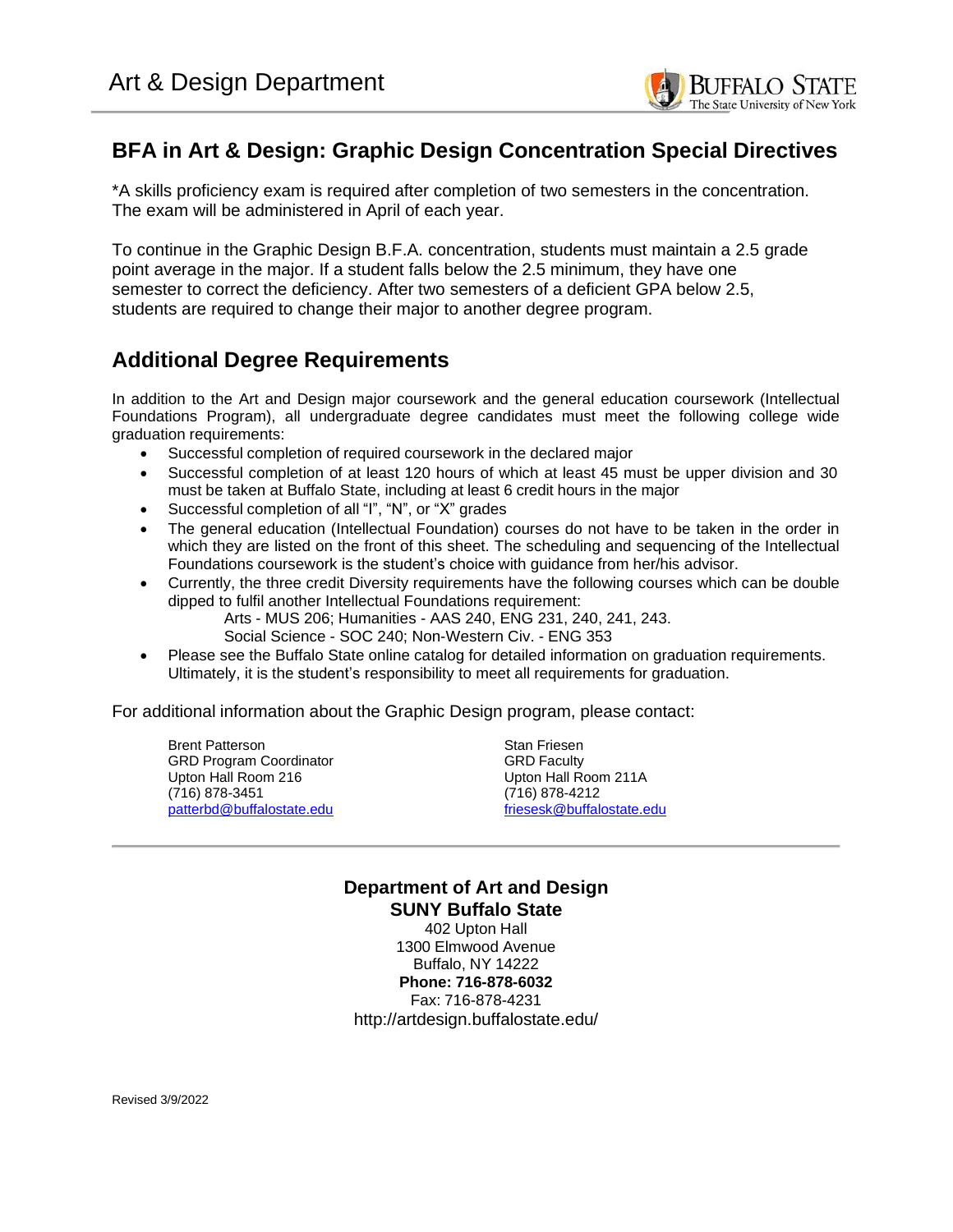# Art & Design Department

## BFA in Art & Design: Graphic Design Concentration Special Directives

*A skills proficiency exam is required after completion of two semesters in the concentration. The exam will be administered in April of each year.

To continue in the Graphic Design B.F.A. concentration, students must maintain a 2.5 grade point average in the major. If a student falls below the 2.5 minimum, they have one semester to correct the deficiency. After two semesters of a deficient GPA below 2.5, students are required to change their major to another degree program.

## Additional Degree Requirements

In addition to the Art and Design major coursework and the general education coursework (Intellectual Foundations Program), all undergraduate degree candidates must meet the following college wide graduation requirements:

- Successful completion of required coursework in the declared major
- Successful completion of at least 120 hours of which at least 45 must be upper division and 30 must be taken at Buffalo State, including at least 6 credit hours in the major
- Successful completion of all "I", "N", or "X" grades
- The general education (Intellectual Foundation) courses do not have to be taken in the order in which they are listed on the front of this sheet. The scheduling and sequencing of the Intellectual Foundations coursework is the student's choice with guidance from her/his advisor.
- Currently, the three credit Diversity requirements have the following courses which can be double dipped to fulfil another Intellectual Foundations requirement:
  Arts - MUS 206; Humanities - AAS 240, ENG 231, 240, 241, 243.
  Social Science - SOC 240; Non-Western Civ. - ENG 353
- Please see the Buffalo State online catalog for detailed information on graduation requirements. Ultimately, it is the student's responsibility to meet all requirements for graduation.

For additional information about the Graphic Design program, please contact:

Brent Patterson
GRD Program Coordinator
Upton Hall Room 216
(716) 878-3451
patterbd@buffalostate.edu

Stan Friesen
GRD Faculty
Upton Hall Room 211A
(716) 878-4212
friesesk@buffalostate.edu

---

**Department of Art and Design**
**SUNY Buffalo State**
402 Upton Hall
1300 Elmwood Avenue
Buffalo, NY 14222
**Phone: 716-878-6032**
Fax: 716-878-4231
http://artdesign.buffalostate.edu/

Revised 3/9/2022